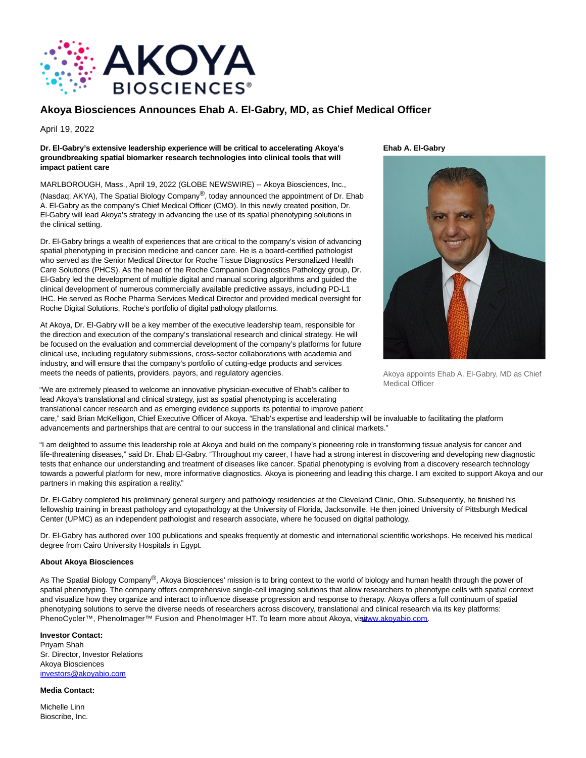# Akoya Biosciences Announces Ehab A. El-Gabry, MD, as Chief Medical Officer

April 19, 2022

**Dr. El-Gabry's extensive leadership experience will be critical to accelerating Akoya's groundbreaking spatial biomarker research technologies into clinical tools that will impact patient care**

MARLBOROUGH, Mass., April 19, 2022 (GLOBE NEWSWIRE) -- Akoya Biosciences, Inc., (Nasdaq: AKYA), The Spatial Biology Company®, today announced the appointment of Dr. Ehab A. El-Gabry as the company's Chief Medical Officer (CMO). In this newly created position, Dr. El-Gabry will lead Akoya's strategy in advancing the use of its spatial phenotyping solutions in the clinical setting.

Dr. El-Gabry brings a wealth of experiences that are critical to the company's vision of advancing spatial phenotyping in precision medicine and cancer care. He is a board-certified pathologist who served as the Senior Medical Director for Roche Tissue Diagnostics Personalized Health Care Solutions (PHCS). As the head of the Roche Companion Diagnostics Pathology group, Dr. El-Gabry led the development of multiple digital and manual scoring algorithms and guided the clinical development of numerous commercially available predictive assays, including PD-L1 IHC. He served as Roche Pharma Services Medical Director and provided medical oversight for Roche Digital Solutions, Roche's portfolio of digital pathology platforms.

At Akoya, Dr. El-Gabry will be a key member of the executive leadership team, responsible for the direction and execution of the company's translational research and clinical strategy. He will be focused on the evaluation and commercial development of the company's platforms for future clinical use, including regulatory submissions, cross-sector collaborations with academia and industry, and will ensure that the company's portfolio of cutting-edge products and services meets the needs of patients, providers, payors, and regulatory agencies.

**Ehab A. El-Gabry**

Akoya appoints Ehab A. El-Gabry, MD as Chief Medical Officer

"We are extremely pleased to welcome an innovative physician-executive of Ehab's caliber to lead Akoya's translational and clinical strategy, just as spatial phenotyping is accelerating translational cancer research and as emerging evidence supports its potential to improve patient care," said Brian McKelligon, Chief Executive Officer of Akoya. "Ehab's expertise and leadership will be invaluable to facilitating the platform advancements and partnerships that are central to our success in the translational and clinical markets."

"I am delighted to assume this leadership role at Akoya and build on the company's pioneering role in transforming tissue analysis for cancer and life-threatening diseases," said Dr. Ehab El-Gabry. "Throughout my career, I have had a strong interest in discovering and developing new diagnostic tests that enhance our understanding and treatment of diseases like cancer. Spatial phenotyping is evolving from a discovery research technology towards a powerful platform for new, more informative diagnostics. Akoya is pioneering and leading this charge. I am excited to support Akoya and our partners in making this aspiration a reality."

Dr. El-Gabry completed his preliminary general surgery and pathology residencies at the Cleveland Clinic, Ohio. Subsequently, he finished his fellowship training in breast pathology and cytopathology at the University of Florida, Jacksonville. He then joined University of Pittsburgh Medical Center (UPMC) as an independent pathologist and research associate, where he focused on digital pathology.

Dr. El-Gabry has authored over 100 publications and speaks frequently at domestic and international scientific workshops. He received his medical degree from Cairo University Hospitals in Egypt.

**About Akoya Biosciences**

As The Spatial Biology Company®, Akoya Biosciences' mission is to bring context to the world of biology and human health through the power of spatial phenotyping. The company offers comprehensive single-cell imaging solutions that allow researchers to phenotype cells with spatial context and visualize how they organize and interact to influence disease progression and response to therapy. Akoya offers a full continuum of spatial phenotyping solutions to serve the diverse needs of researchers across discovery, translational and clinical research via its key platforms: PhenoCycler™, PhenoImager™ Fusion and PhenoImager HT. To learn more about Akoya, visit www.akoyabio.com.

**Investor Contact:**
Priyam Shah
Sr. Director, Investor Relations
Akoya Biosciences
investors@akoyabio.com

**Media Contact:**

Michelle Linn
Bioscribe, Inc.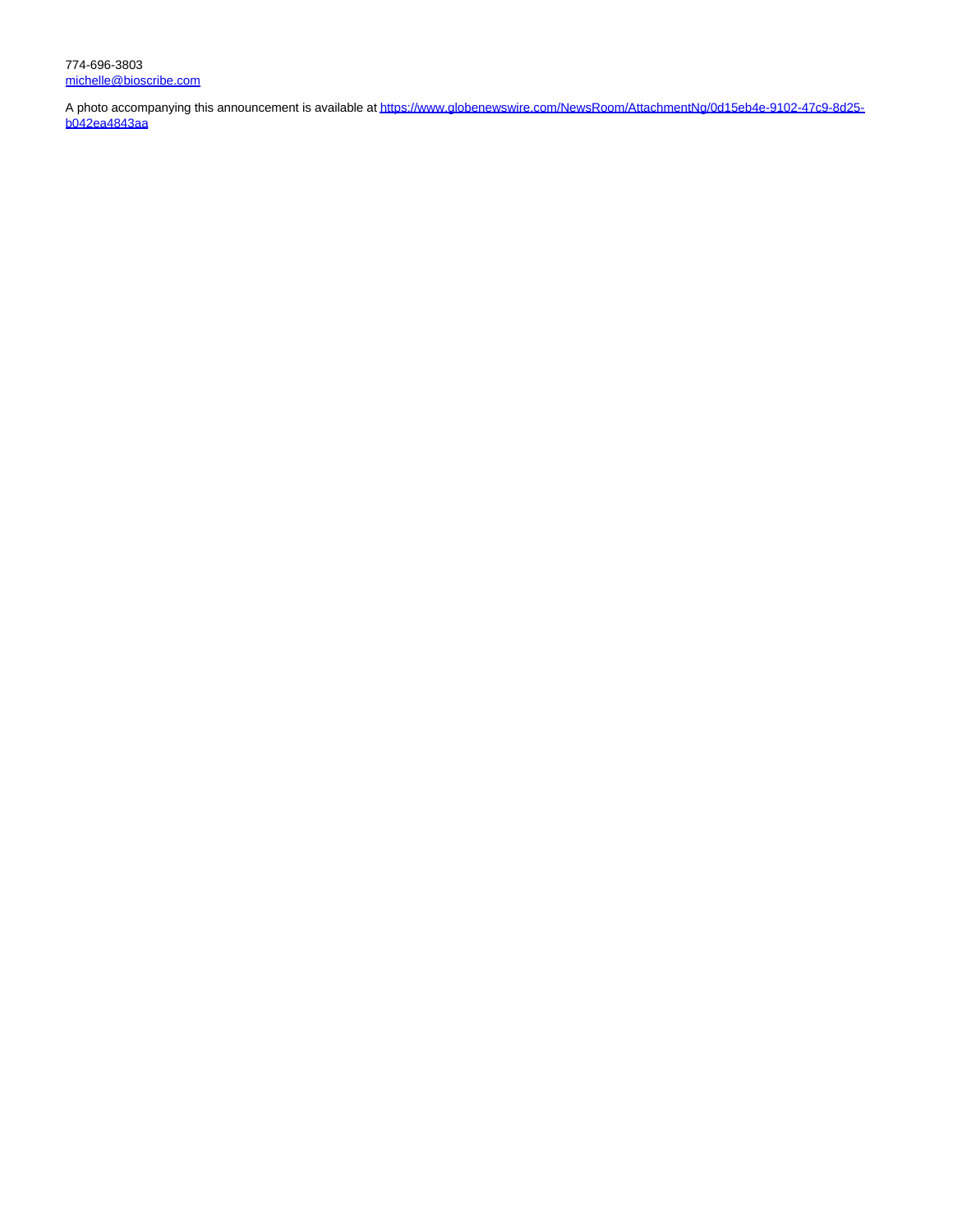774-696-3803
michelle@bioscribe.com

A photo accompanying this announcement is available at https://www.globenewswire.com/NewsRoom/AttachmentNg/0d15eb4e-9102-47c9-8d25-b042ea4843aa